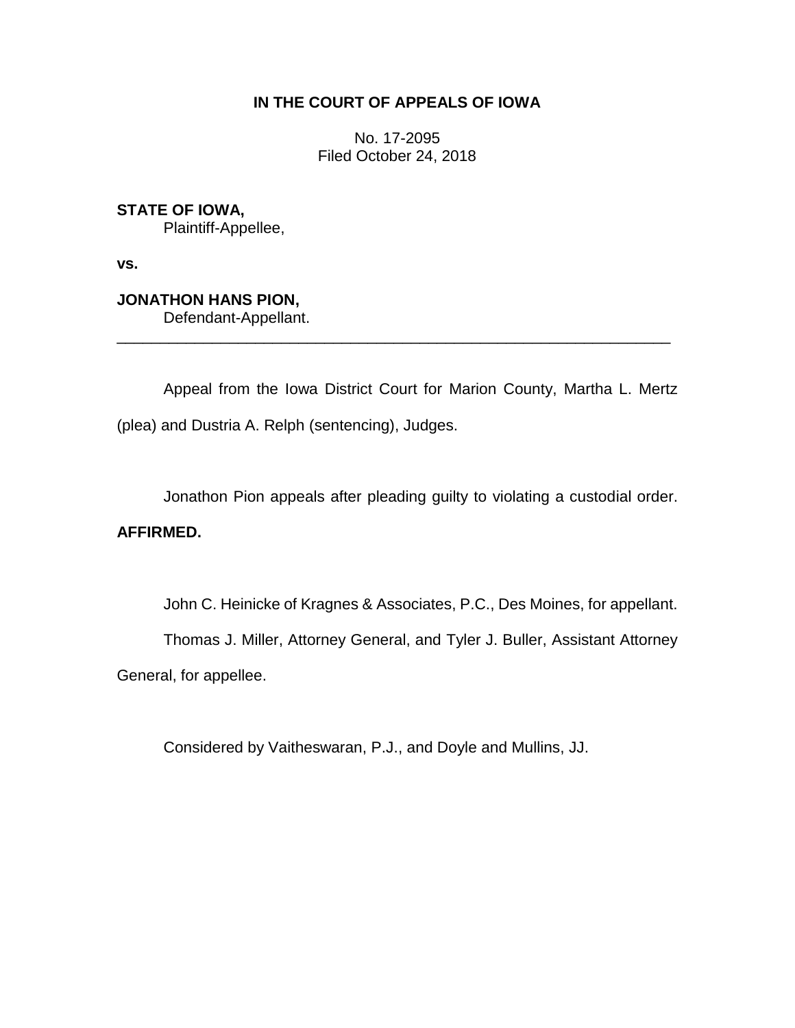**IN THE COURT OF APPEALS OF IOWA**

No. 17-2095
Filed October 24, 2018

**STATE OF IOWA,**
Plaintiff-Appellee,

**vs.**

**JONATHON HANS PION,**
Defendant-Appellant.

---

Appeal from the Iowa District Court for Marion County, Martha L. Mertz (plea) and Dustria A. Relph (sentencing), Judges.

Jonathon Pion appeals after pleading guilty to violating a custodial order. **AFFIRMED.**

John C. Heinicke of Kragnes & Associates, P.C., Des Moines, for appellant.

Thomas J. Miller, Attorney General, and Tyler J. Buller, Assistant Attorney General, for appellee.

Considered by Vaitheswaran, P.J., and Doyle and Mullins, JJ.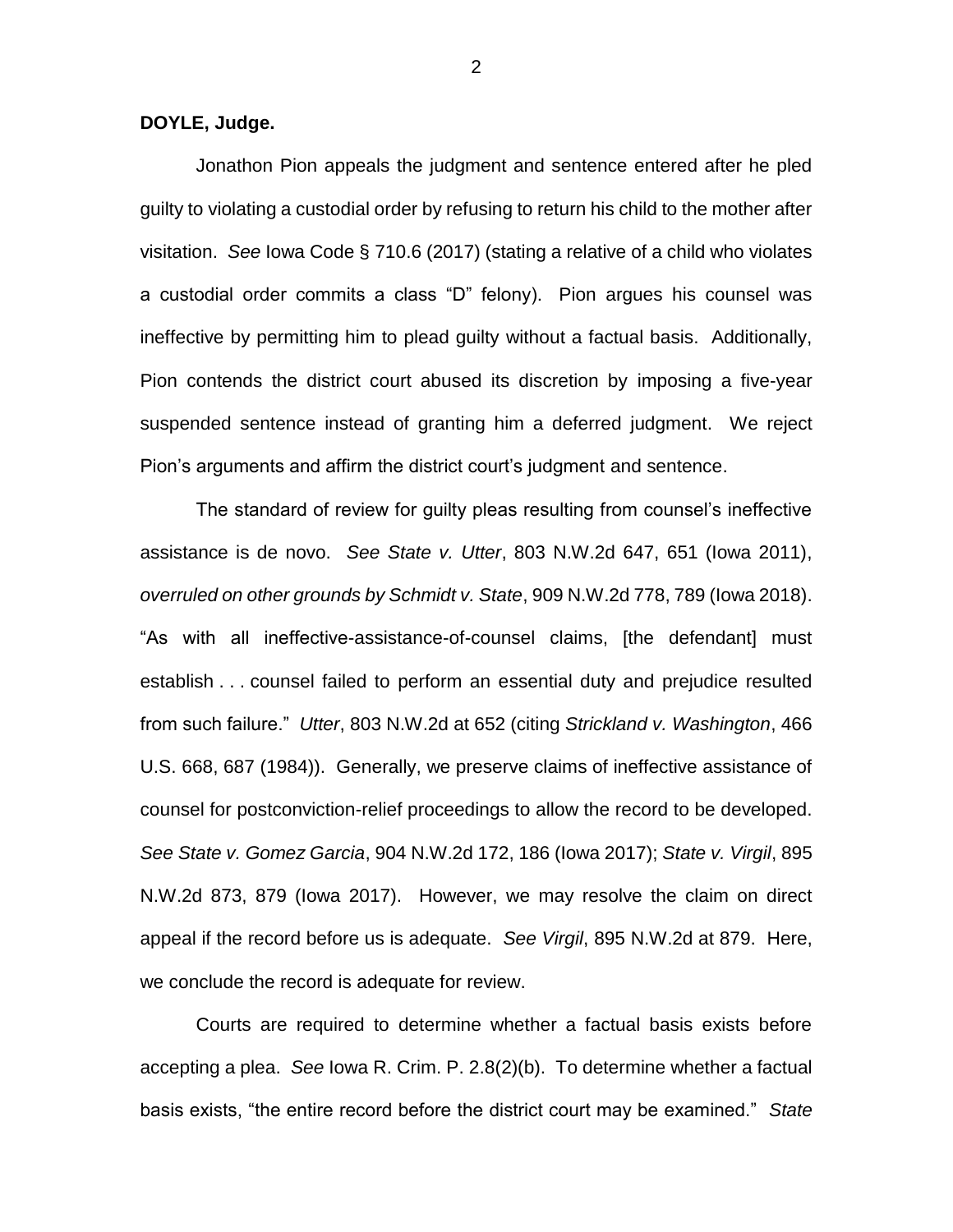**DOYLE, Judge.**

Jonathon Pion appeals the judgment and sentence entered after he pled guilty to violating a custodial order by refusing to return his child to the mother after visitation. *See* Iowa Code § 710.6 (2017) (stating a relative of a child who violates a custodial order commits a class "D" felony). Pion argues his counsel was ineffective by permitting him to plead guilty without a factual basis. Additionally, Pion contends the district court abused its discretion by imposing a five-year suspended sentence instead of granting him a deferred judgment. We reject Pion's arguments and affirm the district court's judgment and sentence.

The standard of review for guilty pleas resulting from counsel's ineffective assistance is de novo. *See State v. Utter*, 803 N.W.2d 647, 651 (Iowa 2011), *overruled on other grounds by Schmidt v. State*, 909 N.W.2d 778, 789 (Iowa 2018). "As with all ineffective-assistance-of-counsel claims, [the defendant] must establish . . . counsel failed to perform an essential duty and prejudice resulted from such failure." *Utter*, 803 N.W.2d at 652 (citing *Strickland v. Washington*, 466 U.S. 668, 687 (1984)). Generally, we preserve claims of ineffective assistance of counsel for postconviction-relief proceedings to allow the record to be developed. *See State v. Gomez Garcia*, 904 N.W.2d 172, 186 (Iowa 2017); *State v. Virgil*, 895 N.W.2d 873, 879 (Iowa 2017). However, we may resolve the claim on direct appeal if the record before us is adequate. *See Virgil*, 895 N.W.2d at 879. Here, we conclude the record is adequate for review.

Courts are required to determine whether a factual basis exists before accepting a plea. *See* Iowa R. Crim. P. 2.8(2)(b). To determine whether a factual basis exists, "the entire record before the district court may be examined." *State*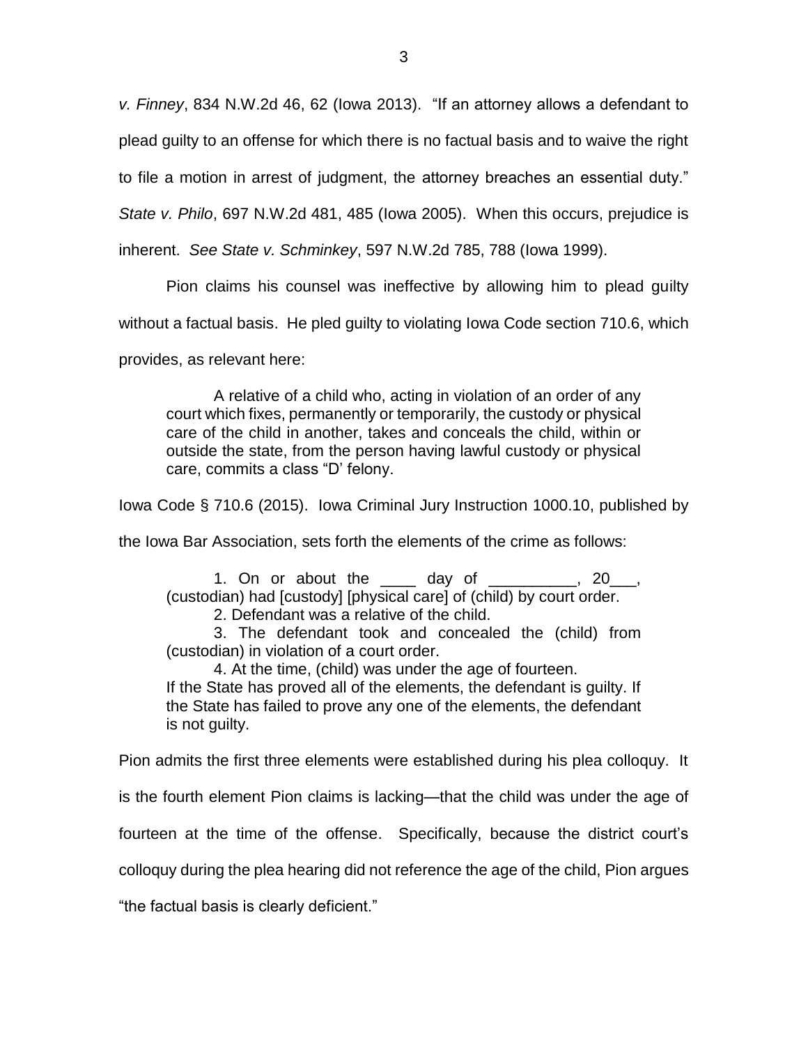*v. Finney*, 834 N.W.2d 46, 62 (Iowa 2013). "If an attorney allows a defendant to plead guilty to an offense for which there is no factual basis and to waive the right to file a motion in arrest of judgment, the attorney breaches an essential duty." *State v. Philo*, 697 N.W.2d 481, 485 (Iowa 2005). When this occurs, prejudice is inherent. *See State v. Schminkey*, 597 N.W.2d 785, 788 (Iowa 1999).

Pion claims his counsel was ineffective by allowing him to plead guilty without a factual basis. He pled guilty to violating Iowa Code section 710.6, which provides, as relevant here:

> A relative of a child who, acting in violation of an order of any court which fixes, permanently or temporarily, the custody or physical care of the child in another, takes and conceals the child, within or outside the state, from the person having lawful custody or physical care, commits a class "D' felony.

Iowa Code § 710.6 (2015). Iowa Criminal Jury Instruction 1000.10, published by the Iowa Bar Association, sets forth the elements of the crime as follows:

> 1. On or about the ____ day of __________, 20___, (custodian) had [custody] [physical care] of (child) by court order.
>
> 2. Defendant was a relative of the child.
>
> 3. The defendant took and concealed the (child) from (custodian) in violation of a court order.
>
> 4. At the time, (child) was under the age of fourteen.
>
> If the State has proved all of the elements, the defendant is guilty. If the State has failed to prove any one of the elements, the defendant is not guilty.

Pion admits the first three elements were established during his plea colloquy. It is the fourth element Pion claims is lacking—that the child was under the age of fourteen at the time of the offense. Specifically, because the district court's colloquy during the plea hearing did not reference the age of the child, Pion argues "the factual basis is clearly deficient."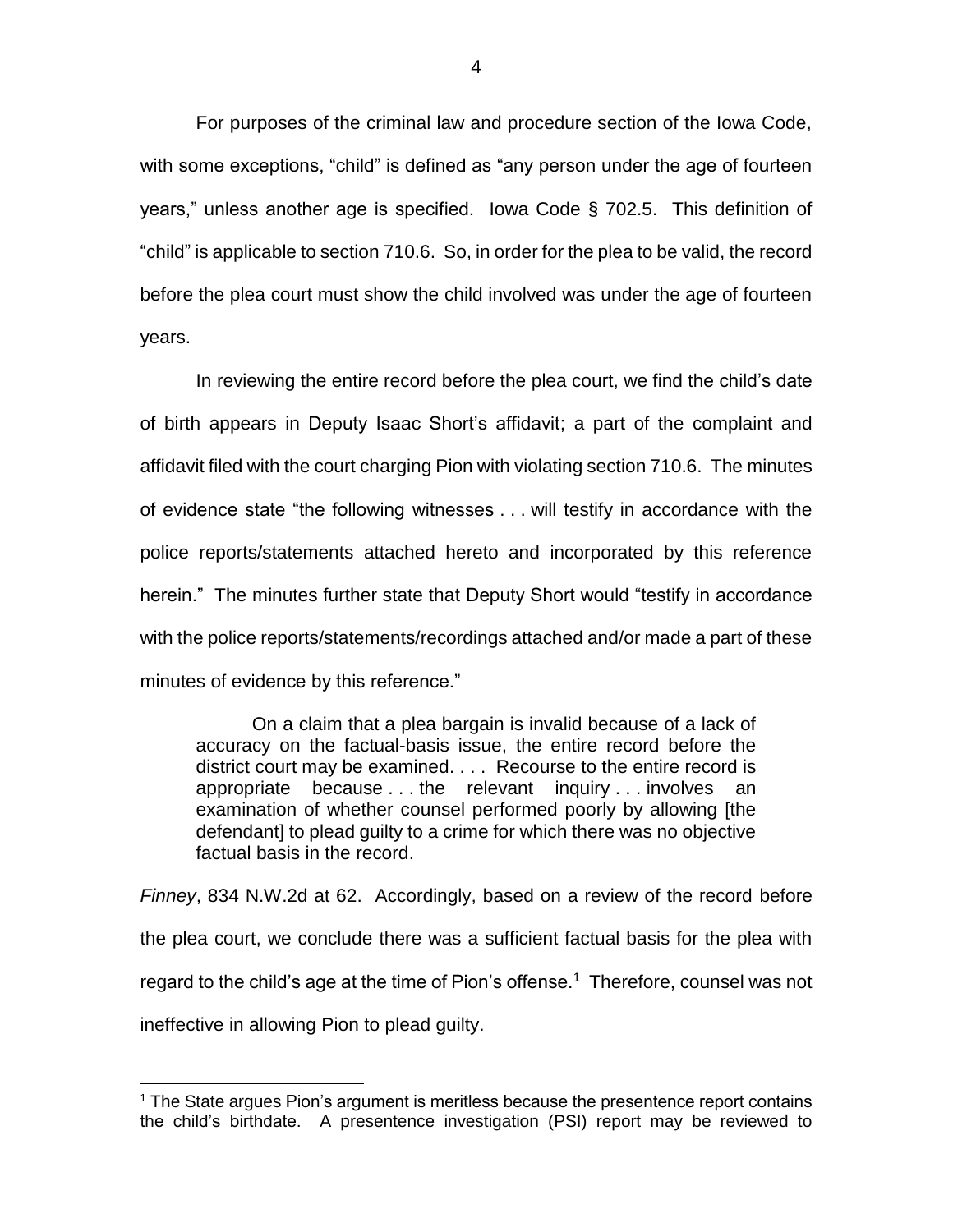For purposes of the criminal law and procedure section of the Iowa Code, with some exceptions, "child" is defined as "any person under the age of fourteen years," unless another age is specified. Iowa Code § 702.5. This definition of "child" is applicable to section 710.6. So, in order for the plea to be valid, the record before the plea court must show the child involved was under the age of fourteen years.

In reviewing the entire record before the plea court, we find the child's date of birth appears in Deputy Isaac Short's affidavit; a part of the complaint and affidavit filed with the court charging Pion with violating section 710.6. The minutes of evidence state "the following witnesses . . . will testify in accordance with the police reports/statements attached hereto and incorporated by this reference herein." The minutes further state that Deputy Short would "testify in accordance with the police reports/statements/recordings attached and/or made a part of these minutes of evidence by this reference."

> On a claim that a plea bargain is invalid because of a lack of accuracy on the factual-basis issue, the entire record before the district court may be examined. . . . Recourse to the entire record is appropriate because . . . the relevant inquiry . . . involves an examination of whether counsel performed poorly by allowing [the defendant] to plead guilty to a crime for which there was no objective factual basis in the record.

*Finney*, 834 N.W.2d at 62. Accordingly, based on a review of the record before the plea court, we conclude there was a sufficient factual basis for the plea with regard to the child's age at the time of Pion's offense.[1] Therefore, counsel was not ineffective in allowing Pion to plead guilty.

[1] The State argues Pion's argument is meritless because the presentence report contains the child's birthdate. A presentence investigation (PSI) report may be reviewed to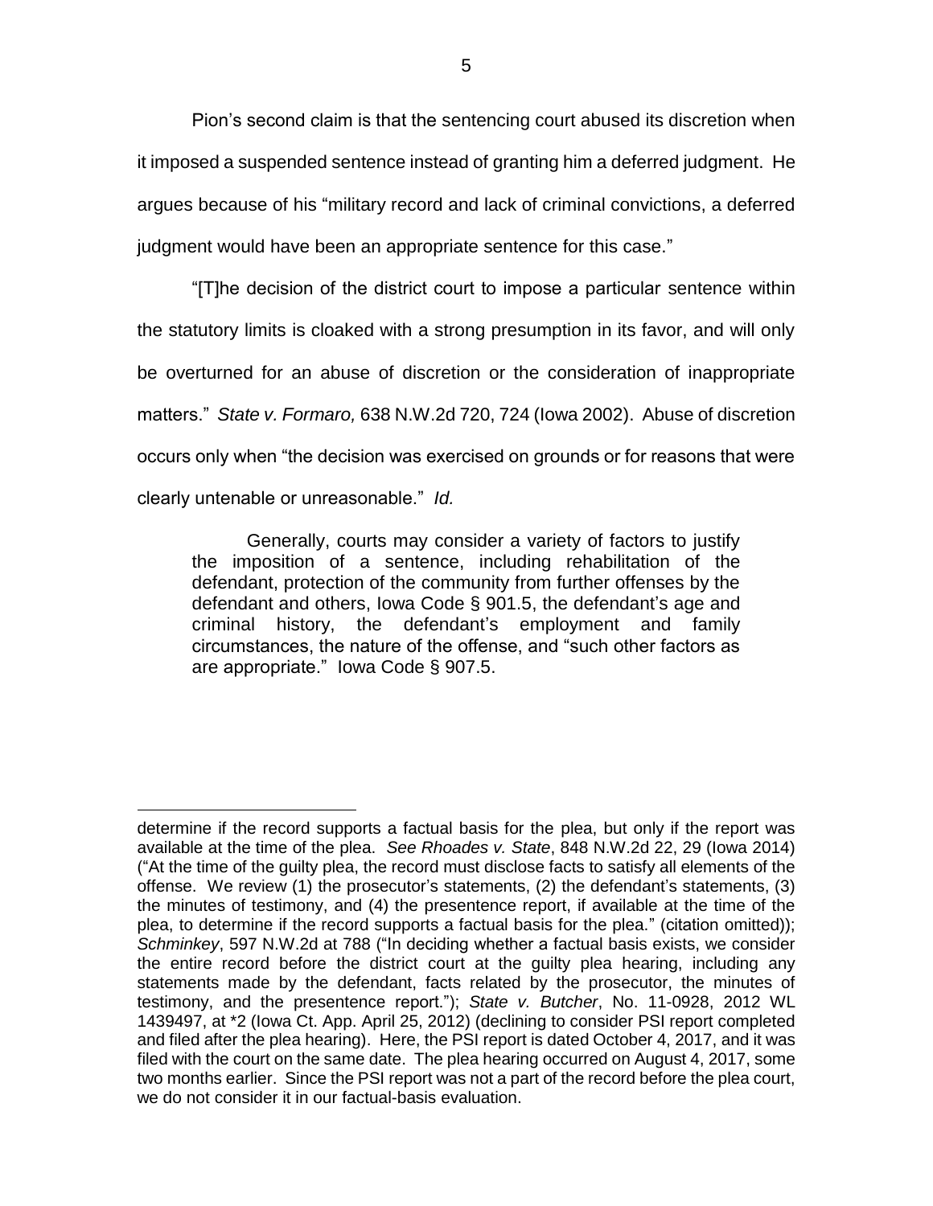Pion's second claim is that the sentencing court abused its discretion when it imposed a suspended sentence instead of granting him a deferred judgment. He argues because of his "military record and lack of criminal convictions, a deferred judgment would have been an appropriate sentence for this case."

"[T]he decision of the district court to impose a particular sentence within the statutory limits is cloaked with a strong presumption in its favor, and will only be overturned for an abuse of discretion or the consideration of inappropriate matters." *State v. Formaro,* 638 N.W.2d 720, 724 (Iowa 2002). Abuse of discretion occurs only when "the decision was exercised on grounds or for reasons that were clearly untenable or unreasonable." *Id.*

> Generally, courts may consider a variety of factors to justify the imposition of a sentence, including rehabilitation of the defendant, protection of the community from further offenses by the defendant and others, Iowa Code § 901.5, the defendant's age and criminal history, the defendant's employment and family circumstances, the nature of the offense, and "such other factors as are appropriate." Iowa Code § 907.5.

---

determine if the record supports a factual basis for the plea, but only if the report was available at the time of the plea. *See Rhoades v. State*, 848 N.W.2d 22, 29 (Iowa 2014) ("At the time of the guilty plea, the record must disclose facts to satisfy all elements of the offense. We review (1) the prosecutor's statements, (2) the defendant's statements, (3) the minutes of testimony, and (4) the presentence report, if available at the time of the plea, to determine if the record supports a factual basis for the plea." (citation omitted)); *Schminkey*, 597 N.W.2d at 788 ("In deciding whether a factual basis exists, we consider the entire record before the district court at the guilty plea hearing, including any statements made by the defendant, facts related by the prosecutor, the minutes of testimony, and the presentence report."); *State v. Butcher*, No. 11-0928, 2012 WL 1439497, at *2 (Iowa Ct. App. April 25, 2012) (declining to consider PSI report completed and filed after the plea hearing). Here, the PSI report is dated October 4, 2017, and it was filed with the court on the same date. The plea hearing occurred on August 4, 2017, some two months earlier. Since the PSI report was not a part of the record before the plea court, we do not consider it in our factual-basis evaluation.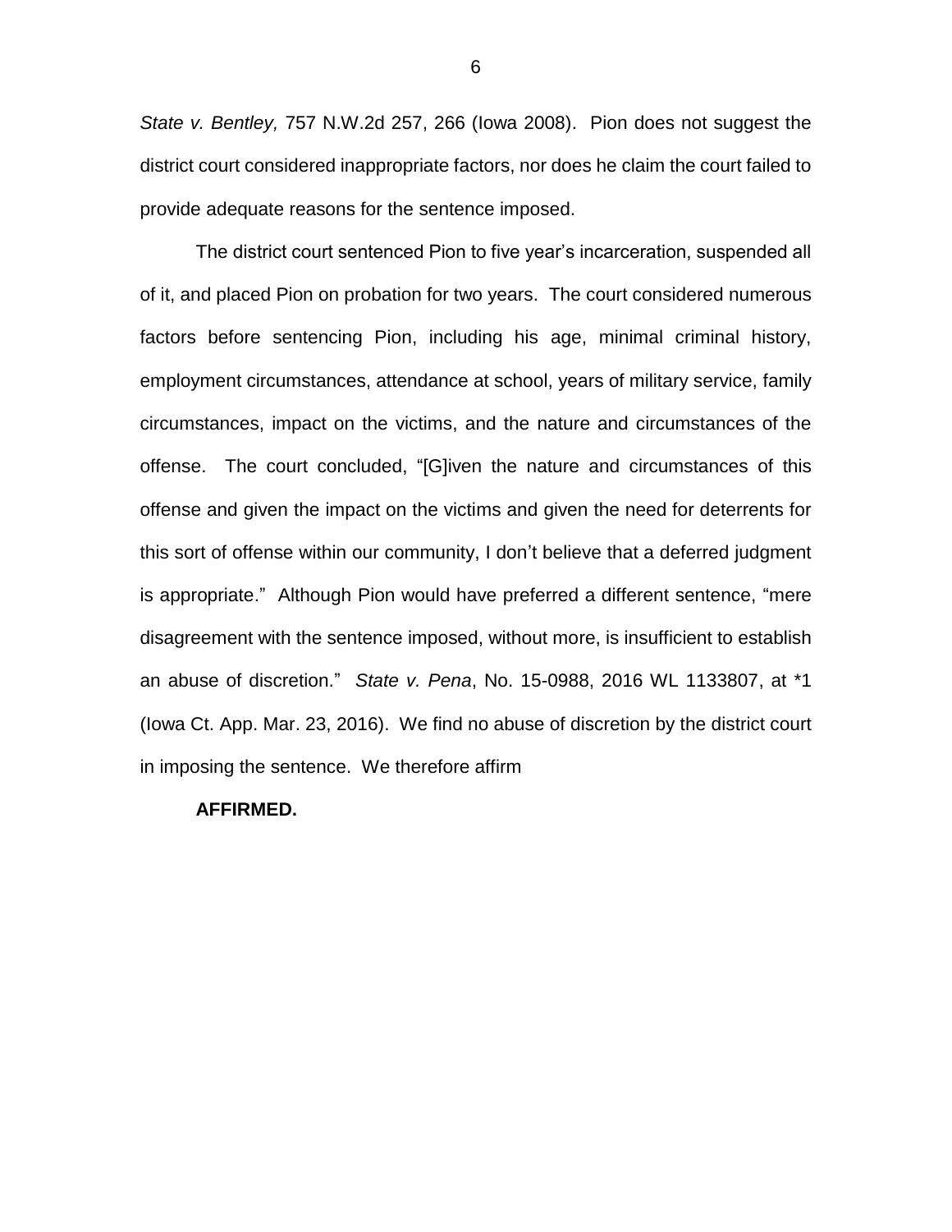*State v. Bentley,* 757 N.W.2d 257, 266 (Iowa 2008). Pion does not suggest the district court considered inappropriate factors, nor does he claim the court failed to provide adequate reasons for the sentence imposed.

The district court sentenced Pion to five year's incarceration, suspended all of it, and placed Pion on probation for two years. The court considered numerous factors before sentencing Pion, including his age, minimal criminal history, employment circumstances, attendance at school, years of military service, family circumstances, impact on the victims, and the nature and circumstances of the offense. The court concluded, "[G]iven the nature and circumstances of this offense and given the impact on the victims and given the need for deterrents for this sort of offense within our community, I don't believe that a deferred judgment is appropriate." Although Pion would have preferred a different sentence, "mere disagreement with the sentence imposed, without more, is insufficient to establish an abuse of discretion." *State v. Pena*, No. 15-0988, 2016 WL 1133807, at *1 (Iowa Ct. App. Mar. 23, 2016). We find no abuse of discretion by the district court in imposing the sentence. We therefore affirm

**AFFIRMED.**